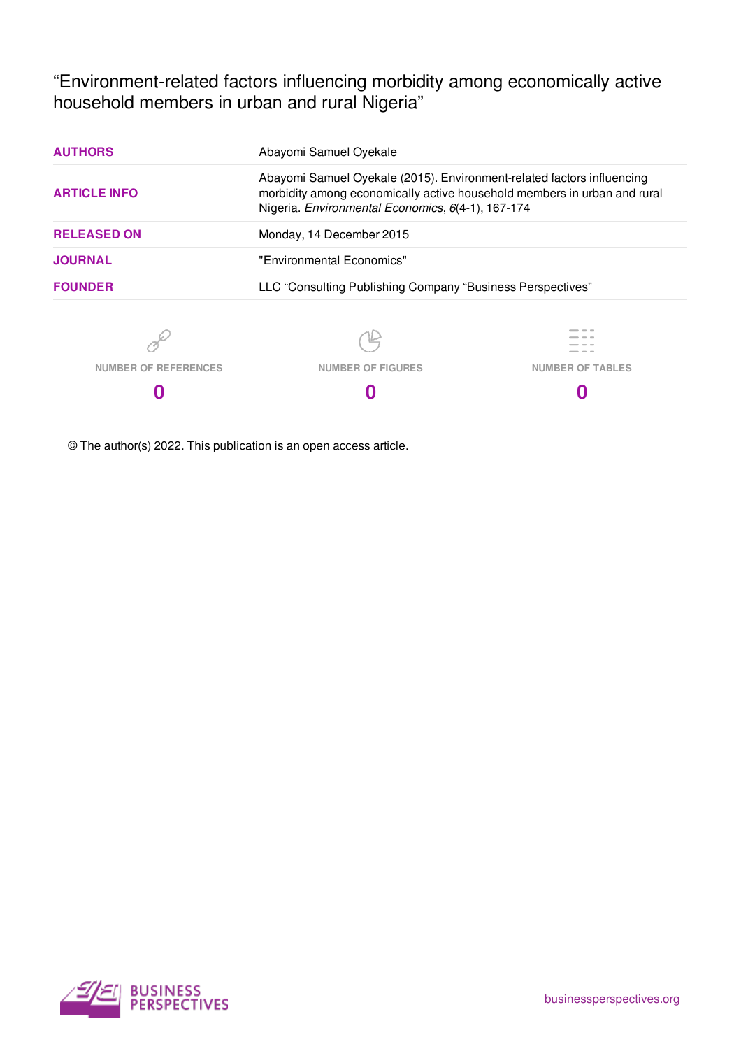"Environment-related factors influencing morbidity among economically active household members in urban and rural Nigeria"

| | |
|---|---|
| **AUTHORS** | Abayomi Samuel Oyekale |
| **ARTICLE INFO** | Abayomi Samuel Oyekale (2015). Environment-related factors influencing morbidity among economically active household members in urban and rural Nigeria. *Environmental Economics*, *6*(4-1), 167-174 |
| **RELEASED ON** | Monday, 14 December 2015 |
| **JOURNAL** | "Environmental Economics" |
| **FOUNDER** | LLC "Consulting Publishing Company "Business Perspectives" |

| NUMBER OF REFERENCES | NUMBER OF FIGURES | NUMBER OF TABLES |
|---|---|---|
| 0 | 0 | 0 |

© The author(s) 2022. This publication is an open access article.

BUSINESS PERSPECTIVES

businessperspectives.org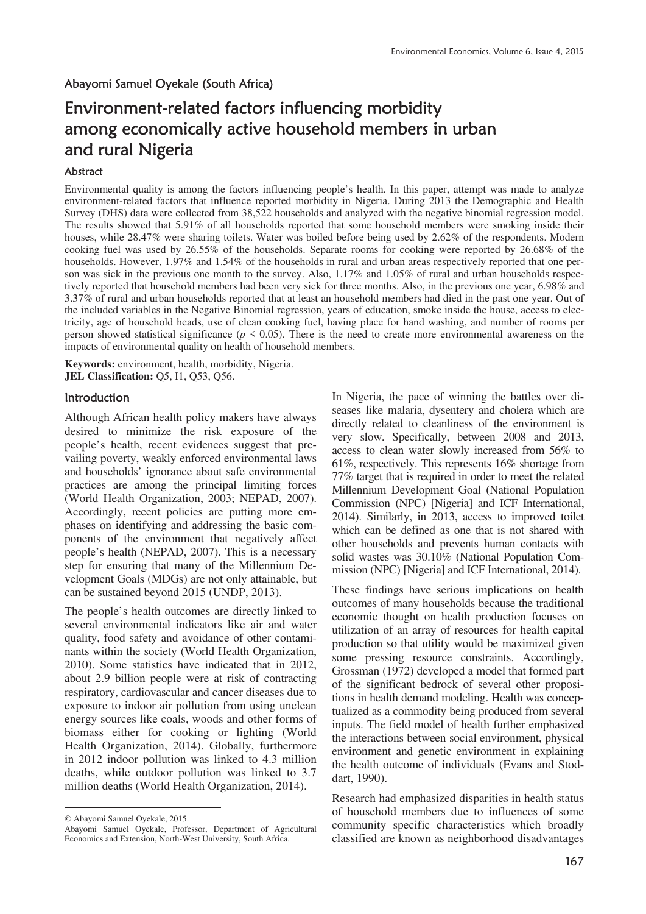Abayomi Samuel Oyekale (South Africa)

# Environment-related factors influencing morbidity among economically active household members in urban and rural Nigeria

## Abstract

Environmental quality is among the factors influencing people's health. In this paper, attempt was made to analyze environment-related factors that influence reported morbidity in Nigeria. During 2013 the Demographic and Health Survey (DHS) data were collected from 38,522 households and analyzed with the negative binomial regression model. The results showed that 5.91% of all households reported that some household members were smoking inside their houses, while 28.47% were sharing toilets. Water was boiled before being used by 2.62% of the respondents. Modern cooking fuel was used by 26.55% of the households. Separate rooms for cooking were reported by 26.68% of the households. However, 1.97% and 1.54% of the households in rural and urban areas respectively reported that one person was sick in the previous one month to the survey. Also, 1.17% and 1.05% of rural and urban households respectively reported that household members had been very sick for three months. Also, in the previous one year, 6.98% and 3.37% of rural and urban households reported that at least an household members had died in the past one year. Out of the included variables in the Negative Binomial regression, years of education, smoke inside the house, access to electricity, age of household heads, use of clean cooking fuel, having place for hand washing, and number of rooms per person showed statistical significance ($p < 0.05$). There is the need to create more environmental awareness on the impacts of environmental quality on health of household members.

**Keywords:** environment, health, morbidity, Nigeria.
**JEL Classification:** Q5, I1, Q53, Q56.

## Introduction

Although African health policy makers have always desired to minimize the risk exposure of the people's health, recent evidences suggest that prevailing poverty, weakly enforced environmental laws and households' ignorance about safe environmental practices are among the principal limiting forces (World Health Organization, 2003; NEPAD, 2007). Accordingly, recent policies are putting more emphases on identifying and addressing the basic components of the environment that negatively affect people's health (NEPAD, 2007). This is a necessary step for ensuring that many of the Millennium Development Goals (MDGs) are not only attainable, but can be sustained beyond 2015 (UNDP, 2013).

The people's health outcomes are directly linked to several environmental indicators like air and water quality, food safety and avoidance of other contaminants within the society (World Health Organization, 2010). Some statistics have indicated that in 2012, about 2.9 billion people were at risk of contracting respiratory, cardiovascular and cancer diseases due to exposure to indoor air pollution from using unclean energy sources like coals, woods and other forms of biomass either for cooking or lighting (World Health Organization, 2014). Globally, furthermore in 2012 indoor pollution was linked to 4.3 million deaths, while outdoor pollution was linked to 3.7 million deaths (World Health Organization, 2014).

In Nigeria, the pace of winning the battles over diseases like malaria, dysentery and cholera which are directly related to cleanliness of the environment is very slow. Specifically, between 2008 and 2013, access to clean water slowly increased from 56% to 61%, respectively. This represents 16% shortage from 77% target that is required in order to meet the related Millennium Development Goal (National Population Commission (NPC) [Nigeria] and ICF International, 2014). Similarly, in 2013, access to improved toilet which can be defined as one that is not shared with other households and prevents human contacts with solid wastes was 30.10% (National Population Commission (NPC) [Nigeria] and ICF International, 2014).

These findings have serious implications on health outcomes of many households because the traditional economic thought on health production focuses on utilization of an array of resources for health capital production so that utility would be maximized given some pressing resource constraints. Accordingly, Grossman (1972) developed a model that formed part of the significant bedrock of several other propositions in health demand modeling. Health was conceptualized as a commodity being produced from several inputs. The field model of health further emphasized the interactions between social environment, physical environment and genetic environment in explaining the health outcome of individuals (Evans and Stoddart, 1990).

Research had emphasized disparities in health status of household members due to influences of some community specific characteristics which broadly classified are known as neighborhood disadvantages

---

© Abayomi Samuel Oyekale, 2015.

Abayomi Samuel Oyekale, Professor, Department of Agricultural Economics and Extension, North-West University, South Africa.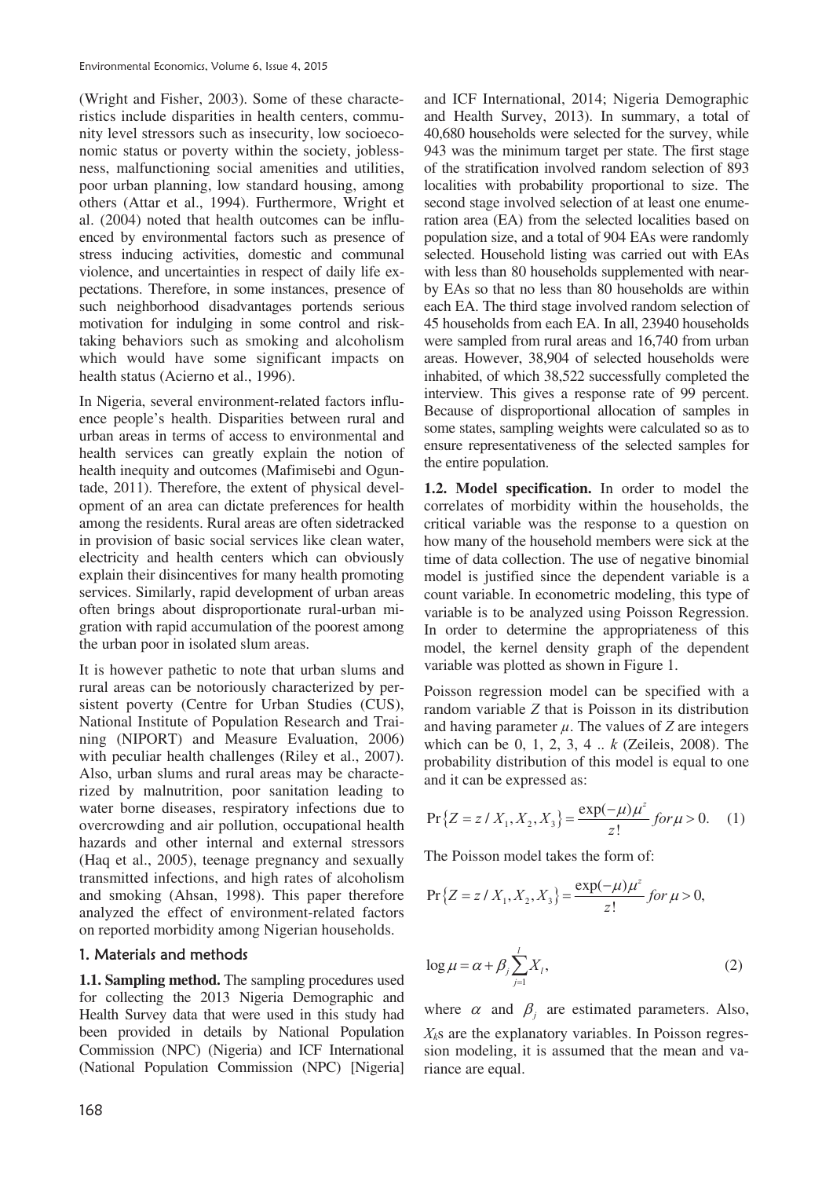(Wright and Fisher, 2003). Some of these characteristics include disparities in health centers, community level stressors such as insecurity, low socioeconomic status or poverty within the society, joblessness, malfunctioning social amenities and utilities, poor urban planning, low standard housing, among others (Attar et al., 1994). Furthermore, Wright et al. (2004) noted that health outcomes can be influenced by environmental factors such as presence of stress inducing activities, domestic and communal violence, and uncertainties in respect of daily life expectations. Therefore, in some instances, presence of such neighborhood disadvantages portends serious motivation for indulging in some control and risk-taking behaviors such as smoking and alcoholism which would have some significant impacts on health status (Acierno et al., 1996).

In Nigeria, several environment-related factors influence people's health. Disparities between rural and urban areas in terms of access to environmental and health services can greatly explain the notion of health inequity and outcomes (Mafimisebi and Oguntade, 2011). Therefore, the extent of physical development of an area can dictate preferences for health among the residents. Rural areas are often sidetracked in provision of basic social services like clean water, electricity and health centers which can obviously explain their disincentives for many health promoting services. Similarly, rapid development of urban areas often brings about disproportionate rural-urban migration with rapid accumulation of the poorest among the urban poor in isolated slum areas.

It is however pathetic to note that urban slums and rural areas can be notoriously characterized by persistent poverty (Centre for Urban Studies (CUS), National Institute of Population Research and Training (NIPORT) and Measure Evaluation, 2006) with peculiar health challenges (Riley et al., 2007). Also, urban slums and rural areas may be characterized by malnutrition, poor sanitation leading to water borne diseases, respiratory infections due to overcrowding and air pollution, occupational health hazards and other internal and external stressors (Haq et al., 2005), teenage pregnancy and sexually transmitted infections, and high rates of alcoholism and smoking (Ahsan, 1998). This paper therefore analyzed the effect of environment-related factors on reported morbidity among Nigerian households.

## 1. Materials and methods

**1.1. Sampling method.** The sampling procedures used for collecting the 2013 Nigeria Demographic and Health Survey data that were used in this study had been provided in details by National Population Commission (NPC) (Nigeria) and ICF International (National Population Commission (NPC) [Nigeria] and ICF International, 2014; Nigeria Demographic and Health Survey, 2013). In summary, a total of 40,680 households were selected for the survey, while 943 was the minimum target per state. The first stage of the stratification involved random selection of 893 localities with probability proportional to size. The second stage involved selection of at least one enumeration area (EA) from the selected localities based on population size, and a total of 904 EAs were randomly selected. Household listing was carried out with EAs with less than 80 households supplemented with nearby EAs so that no less than 80 households are within each EA. The third stage involved random selection of 45 households from each EA. In all, 23940 households were sampled from rural areas and 16,740 from urban areas. However, 38,904 of selected households were inhabited, of which 38,522 successfully completed the interview. This gives a response rate of 99 percent. Because of disproportional allocation of samples in some states, sampling weights were calculated so as to ensure representativeness of the selected samples for the entire population.

**1.2. Model specification.** In order to model the correlates of morbidity within the households, the critical variable was the response to a question on how many of the household members were sick at the time of data collection. The use of negative binomial model is justified since the dependent variable is a count variable. In econometric modeling, this type of variable is to be analyzed using Poisson Regression. In order to determine the appropriateness of this model, the kernel density graph of the dependent variable was plotted as shown in Figure 1.

Poisson regression model can be specified with a random variable $Z$ that is Poisson in its distribution and having parameter $\mu$. The values of $Z$ are integers which can be 0, 1, 2, 3, 4 .. $k$ (Zeileis, 2008). The probability distribution of this model is equal to one and it can be expressed as:

$$\Pr\{Z = z / X_1, X_2, X_3\} = \frac{\exp(-\mu)\mu^z}{z!} \; for \, \mu > 0. \quad (1)$$

The Poisson model takes the form of:

$$\Pr\{Z = z / X_1, X_2, X_3\} = \frac{\exp(-\mu)\mu^z}{z!} \; for \, \mu > 0,$$

$$\log \mu = \alpha + \beta_j \sum_{j=1}^{l} X_l, \quad (2)$$

where $\alpha$ and $\beta_j$ are estimated parameters. Also, $X_k$s are the explanatory variables. In Poisson regression modeling, it is assumed that the mean and variance are equal.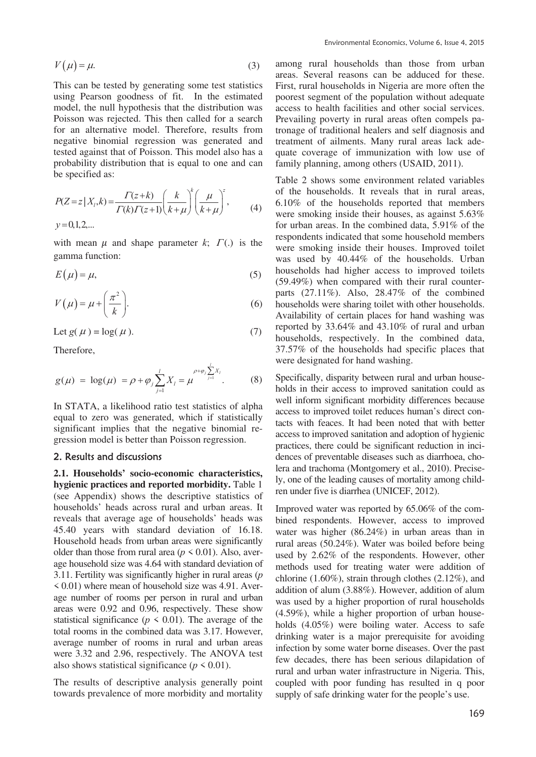$$V(\mu) = \mu. \tag{3}$$

This can be tested by generating some test statistics using Pearson goodness of fit. In the estimated model, the null hypothesis that the distribution was Poisson was rejected. This then called for a search for an alternative model. Therefore, results from negative binomial regression was generated and tested against that of Poisson. This model also has a probability distribution that is equal to one and can be specified as:

$$P(Z = z \mid X_l, k) = \frac{\Gamma(z+k)}{\Gamma(k)\Gamma(z+1)}\left(\frac{k}{k+\mu}\right)^k \left(\frac{\mu}{k+\mu}\right)^z, \tag{4}$$

$y = 0,1,2,...$

with mean $\mu$ and shape parameter $k$; $\Gamma(.)$ is the gamma function:

$$E(\mu) = \mu, \tag{5}$$

$$V(\mu) = \mu + \left(\frac{\pi^2}{k}\right). \tag{6}$$

$$\text{Let } g(\mu) = \log(\mu). \tag{7}$$

Therefore,

$$g(\mu) = \log(\mu) = \rho + \varphi_j \sum_{j=1}^{l} X_l = \mu^{\rho + \varphi_j \sum_{j=1}^{l} X_l}. \tag{8}$$

In STATA, a likelihood ratio test statistics of alpha equal to zero was generated, which if statistically significant implies that the negative binomial regression model is better than Poisson regression.

## 2. Results and discussions

**2.1. Households' socio-economic characteristics, hygienic practices and reported morbidity.** Table 1 (see Appendix) shows the descriptive statistics of households' heads across rural and urban areas. It reveals that average age of households' heads was 45.40 years with standard deviation of 16.18. Household heads from urban areas were significantly older than those from rural area ($p < 0.01$). Also, average household size was 4.64 with standard deviation of 3.11. Fertility was significantly higher in rural areas ($p < 0.01$) where mean of household size was 4.91. Average number of rooms per person in rural and urban areas were 0.92 and 0.96, respectively. These show statistical significance ($p < 0.01$). The average of the total rooms in the combined data was 3.17. However, average number of rooms in rural and urban areas were 3.32 and 2.96, respectively. The ANOVA test also shows statistical significance ($p < 0.01$).

The results of descriptive analysis generally point towards prevalence of more morbidity and mortality among rural households than those from urban areas. Several reasons can be adduced for these. First, rural households in Nigeria are more often the poorest segment of the population without adequate access to health facilities and other social services. Prevailing poverty in rural areas often compels patronage of traditional healers and self diagnosis and treatment of ailments. Many rural areas lack adequate coverage of immunization with low use of family planning, among others (USAID, 2011).

Table 2 shows some environment related variables of the households. It reveals that in rural areas, 6.10% of the households reported that members were smoking inside their houses, as against 5.63% for urban areas. In the combined data, 5.91% of the respondents indicated that some household members were smoking inside their houses. Improved toilet was used by 40.44% of the households. Urban households had higher access to improved toilets (59.49%) when compared with their rural counterparts (27.11%). Also, 28.47% of the combined households were sharing toilet with other households. Availability of certain places for hand washing was reported by 33.64% and 43.10% of rural and urban households, respectively. In the combined data, 37.57% of the households had specific places that were designated for hand washing.

Specifically, disparity between rural and urban households in their access to improved sanitation could as well inform significant morbidity differences because access to improved toilet reduces human's direct contacts with feaces. It had been noted that with better access to improved sanitation and adoption of hygienic practices, there could be significant reduction in incidences of preventable diseases such as diarrhoea, cholera and trachoma (Montgomery et al., 2010). Precisely, one of the leading causes of mortality among children under five is diarrhea (UNICEF, 2012).

Improved water was reported by 65.06% of the combined respondents. However, access to improved water was higher (86.24%) in urban areas than in rural areas (50.24%). Water was boiled before being used by 2.62% of the respondents. However, other methods used for treating water were addition of chlorine (1.60%), strain through clothes (2.12%), and addition of alum (3.88%). However, addition of alum was used by a higher proportion of rural households (4.59%), while a higher proportion of urban households (4.05%) were boiling water. Access to safe drinking water is a major prerequisite for avoiding infection by some water borne diseases. Over the past few decades, there has been serious dilapidation of rural and urban water infrastructure in Nigeria. This, coupled with poor funding has resulted in q poor supply of safe drinking water for the people's use.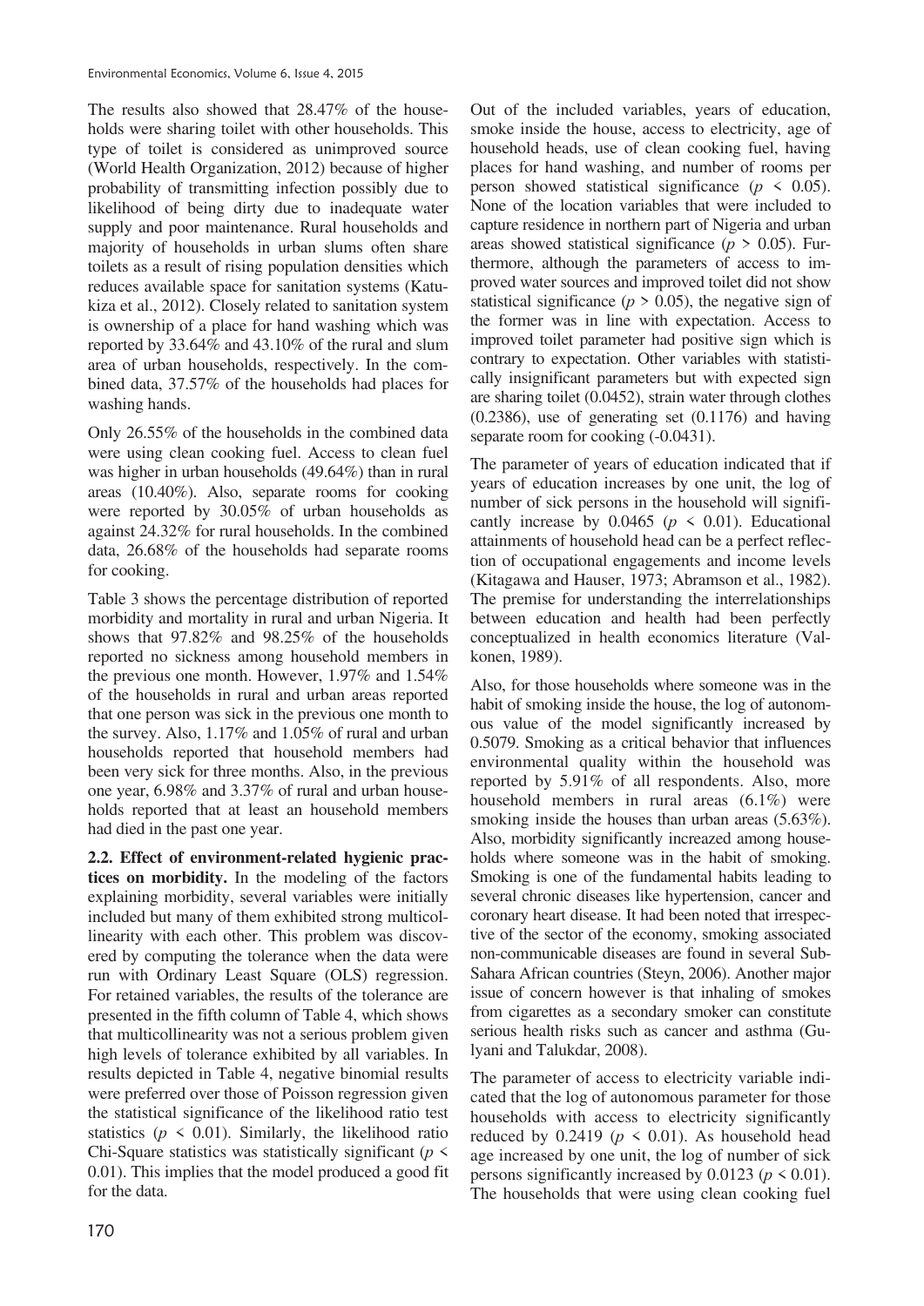The results also showed that 28.47% of the households were sharing toilet with other households. This type of toilet is considered as unimproved source (World Health Organization, 2012) because of higher probability of transmitting infection possibly due to likelihood of being dirty due to inadequate water supply and poor maintenance. Rural households and majority of households in urban slums often share toilets as a result of rising population densities which reduces available space for sanitation systems (Katukiza et al., 2012). Closely related to sanitation system is ownership of a place for hand washing which was reported by 33.64% and 43.10% of the rural and slum area of urban households, respectively. In the combined data, 37.57% of the households had places for washing hands.

Only 26.55% of the households in the combined data were using clean cooking fuel. Access to clean fuel was higher in urban households (49.64%) than in rural areas (10.40%). Also, separate rooms for cooking were reported by 30.05% of urban households as against 24.32% for rural households. In the combined data, 26.68% of the households had separate rooms for cooking.

Table 3 shows the percentage distribution of reported morbidity and mortality in rural and urban Nigeria. It shows that 97.82% and 98.25% of the households reported no sickness among household members in the previous one month. However, 1.97% and 1.54% of the households in rural and urban areas reported that one person was sick in the previous one month to the survey. Also, 1.17% and 1.05% of rural and urban households reported that household members had been very sick for three months. Also, in the previous one year, 6.98% and 3.37% of rural and urban households reported that at least an household members had died in the past one year.

**2.2. Effect of environment-related hygienic practices on morbidity.** In the modeling of the factors explaining morbidity, several variables were initially included but many of them exhibited strong multicollinearity with each other. This problem was discovered by computing the tolerance when the data were run with Ordinary Least Square (OLS) regression. For retained variables, the results of the tolerance are presented in the fifth column of Table 4, which shows that multicollinearity was not a serious problem given high levels of tolerance exhibited by all variables. In results depicted in Table 4, negative binomial results were preferred over those of Poisson regression given the statistical significance of the likelihood ratio test statistics ($p < 0.01$). Similarly, the likelihood ratio Chi-Square statistics was statistically significant ($p < 0.01$). This implies that the model produced a good fit for the data.

Out of the included variables, years of education, smoke inside the house, access to electricity, age of household heads, use of clean cooking fuel, having places for hand washing, and number of rooms per person showed statistical significance ($p < 0.05$). None of the location variables that were included to capture residence in northern part of Nigeria and urban areas showed statistical significance ($p > 0.05$). Furthermore, although the parameters of access to improved water sources and improved toilet did not show statistical significance ($p > 0.05$), the negative sign of the former was in line with expectation. Access to improved toilet parameter had positive sign which is contrary to expectation. Other variables with statistically insignificant parameters but with expected sign are sharing toilet (0.0452), strain water through clothes (0.2386), use of generating set (0.1176) and having separate room for cooking (-0.0431).

The parameter of years of education indicated that if years of education increases by one unit, the log of number of sick persons in the household will significantly increase by 0.0465 ($p < 0.01$). Educational attainments of household head can be a perfect reflection of occupational engagements and income levels (Kitagawa and Hauser, 1973; Abramson et al., 1982). The premise for understanding the interrelationships between education and health had been perfectly conceptualized in health economics literature (Valkonen, 1989).

Also, for those households where someone was in the habit of smoking inside the house, the log of autonomous value of the model significantly increased by 0.5079. Smoking as a critical behavior that influences environmental quality within the household was reported by 5.91% of all respondents. Also, more household members in rural areas (6.1%) were smoking inside the houses than urban areas (5.63%). Also, morbidity significantly increazed among households where someone was in the habit of smoking. Smoking is one of the fundamental habits leading to several chronic diseases like hypertension, cancer and coronary heart disease. It had been noted that irrespective of the sector of the economy, smoking associated non-communicable diseases are found in several Sub-Sahara African countries (Steyn, 2006). Another major issue of concern however is that inhaling of smokes from cigarettes as a secondary smoker can constitute serious health risks such as cancer and asthma (Gulyani and Talukdar, 2008).

The parameter of access to electricity variable indicated that the log of autonomous parameter for those households with access to electricity significantly reduced by 0.2419 ($p < 0.01$). As household head age increased by one unit, the log of number of sick persons significantly increased by 0.0123 ($p < 0.01$). The households that were using clean cooking fuel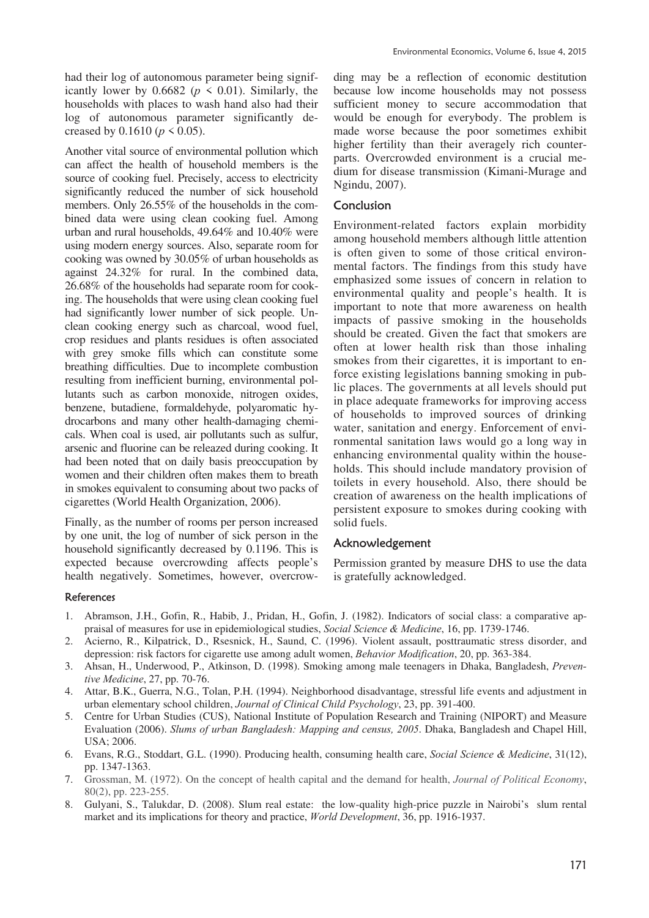had their log of autonomous parameter being significantly lower by 0.6682 ($p < 0.01$). Similarly, the households with places to wash hand also had their log of autonomous parameter significantly decreased by 0.1610 ($p < 0.05$).

Another vital source of environmental pollution which can affect the health of household members is the source of cooking fuel. Precisely, access to electricity significantly reduced the number of sick household members. Only 26.55% of the households in the combined data were using clean cooking fuel. Among urban and rural households, 49.64% and 10.40% were using modern energy sources. Also, separate room for cooking was owned by 30.05% of urban households as against 24.32% for rural. In the combined data, 26.68% of the households had separate room for cooking. The households that were using clean cooking fuel had significantly lower number of sick people. Unclean cooking energy such as charcoal, wood fuel, crop residues and plants residues is often associated with grey smoke fills which can constitute some breathing difficulties. Due to incomplete combustion resulting from inefficient burning, environmental pollutants such as carbon monoxide, nitrogen oxides, benzene, butadiene, formaldehyde, polyaromatic hydrocarbons and many other health-damaging chemicals. When coal is used, air pollutants such as sulfur, arsenic and fluorine can be releazed during cooking. It had been noted that on daily basis preoccupation by women and their children often makes them to breath in smokes equivalent to consuming about two packs of cigarettes (World Health Organization, 2006).

Finally, as the number of rooms per person increased by one unit, the log of number of sick person in the household significantly decreased by 0.1196. This is expected because overcrowding affects people's health negatively. Sometimes, however, overcrowding may be a reflection of economic destitution because low income households may not possess sufficient money to secure accommodation that would be enough for everybody. The problem is made worse because the poor sometimes exhibit higher fertility than their averagely rich counterparts. Overcrowded environment is a crucial medium for disease transmission (Kimani-Murage and Ngindu, 2007).

## Conclusion

Environment-related factors explain morbidity among household members although little attention is often given to some of those critical environmental factors. The findings from this study have emphasized some issues of concern in relation to environmental quality and people's health. It is important to note that more awareness on health impacts of passive smoking in the households should be created. Given the fact that smokers are often at lower health risk than those inhaling smokes from their cigarettes, it is important to enforce existing legislations banning smoking in public places. The governments at all levels should put in place adequate frameworks for improving access of households to improved sources of drinking water, sanitation and energy. Enforcement of environmental sanitation laws would go a long way in enhancing environmental quality within the households. This should include mandatory provision of toilets in every household. Also, there should be creation of awareness on the health implications of persistent exposure to smokes during cooking with solid fuels.

## Acknowledgement

Permission granted by measure DHS to use the data is gratefully acknowledged.

## References

1. Abramson, J.H., Gofin, R., Habib, J., Pridan, H., Gofin, J. (1982). Indicators of social class: a comparative appraisal of measures for use in epidemiological studies, *Social Science & Medicine*, 16, pp. 1739-1746.
2. Acierno, R., Kilpatrick, D., Rsesnick, H., Saund, C. (1996). Violent assault, posttraumatic stress disorder, and depression: risk factors for cigarette use among adult women, *Behavior Modification*, 20, pp. 363-384.
3. Ahsan, H., Underwood, P., Atkinson, D. (1998). Smoking among male teenagers in Dhaka, Bangladesh, *Preventive Medicine*, 27, pp. 70-76.
4. Attar, B.K., Guerra, N.G., Tolan, P.H. (1994). Neighborhood disadvantage, stressful life events and adjustment in urban elementary school children, *Journal of Clinical Child Psychology*, 23, pp. 391-400.
5. Centre for Urban Studies (CUS), National Institute of Population Research and Training (NIPORT) and Measure Evaluation (2006). *Slums of urban Bangladesh: Mapping and census, 2005*. Dhaka, Bangladesh and Chapel Hill, USA; 2006.
6. Evans, R.G., Stoddart, G.L. (1990). Producing health, consuming health care, *Social Science & Medicine*, 31(12), pp. 1347-1363.
7. Grossman, M. (1972). On the concept of health capital and the demand for health, *Journal of Political Economy*, 80(2), pp. 223-255.
8. Gulyani, S., Talukdar, D. (2008). Slum real estate: the low-quality high-price puzzle in Nairobi's slum rental market and its implications for theory and practice, *World Development*, 36, pp. 1916-1937.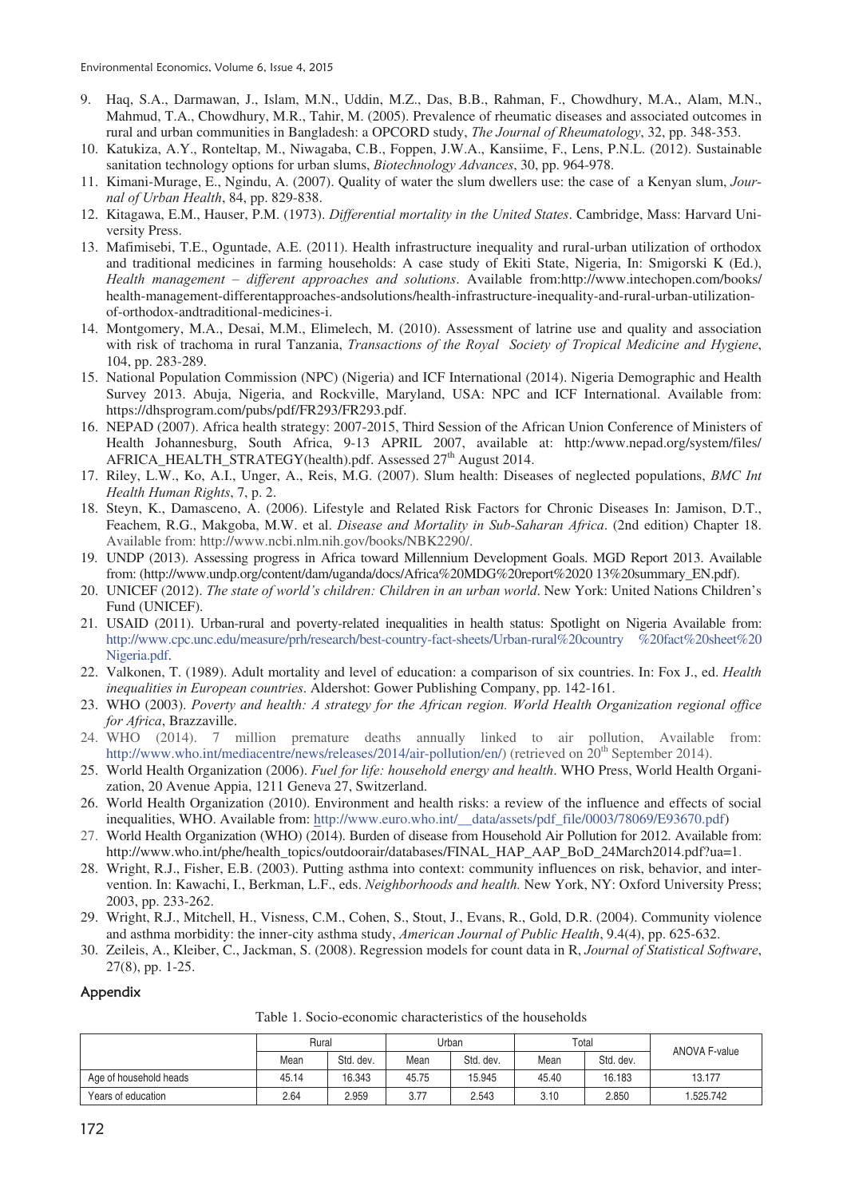9. Haq, S.A., Darmawan, J., Islam, M.N., Uddin, M.Z., Das, B.B., Rahman, F., Chowdhury, M.A., Alam, M.N., Mahmud, T.A., Chowdhury, M.R., Tahir, M. (2005). Prevalence of rheumatic diseases and associated outcomes in rural and urban communities in Bangladesh: a OPCORD study, *The Journal of Rheumatology*, 32, pp. 348-353.
10. Katukiza, A.Y., Ronteltap, M., Niwagaba, C.B., Foppen, J.W.A., Kansiime, F., Lens, P.N.L. (2012). Sustainable sanitation technology options for urban slums, *Biotechnology Advances*, 30, pp. 964-978.
11. Kimani-Murage, E., Ngindu, A. (2007). Quality of water the slum dwellers use: the case of a Kenyan slum, *Journal of Urban Health*, 84, pp. 829-838.
12. Kitagawa, E.M., Hauser, P.M. (1973). *Differential mortality in the United States*. Cambridge, Mass: Harvard University Press.
13. Mafimisebi, T.E., Oguntade, A.E. (2011). Health infrastructure inequality and rural-urban utilization of orthodox and traditional medicines in farming households: A case study of Ekiti State, Nigeria, In: Smigorski K (Ed.), *Health management – different approaches and solutions*. Available from:http://www.intechopen.com/books/health-management-differentapproaches-andsolutions/health-infrastructure-inequality-and-rural-urban-utilization-of-orthodox-andtraditional-medicines-i.
14. Montgomery, M.A., Desai, M.M., Elimelech, M. (2010). Assessment of latrine use and quality and association with risk of trachoma in rural Tanzania, *Transactions of the Royal Society of Tropical Medicine and Hygiene*, 104, pp. 283-289.
15. National Population Commission (NPC) (Nigeria) and ICF International (2014). Nigeria Demographic and Health Survey 2013. Abuja, Nigeria, and Rockville, Maryland, USA: NPC and ICF International. Available from: https://dhsprogram.com/pubs/pdf/FR293/FR293.pdf.
16. NEPAD (2007). Africa health strategy: 2007-2015, Third Session of the African Union Conference of Ministers of Health Johannesburg, South Africa, 9-13 APRIL 2007, available at: http:/www.nepad.org/system/files/AFRICA_HEALTH_STRATEGY(health).pdf. Assessed 27th August 2014.
17. Riley, L.W., Ko, A.I., Unger, A., Reis, M.G. (2007). Slum health: Diseases of neglected populations, *BMC Int Health Human Rights*, 7, p. 2.
18. Steyn, K., Damasceno, A. (2006). Lifestyle and Related Risk Factors for Chronic Diseases In: Jamison, D.T., Feachem, R.G., Makgoba, M.W. et al. *Disease and Mortality in Sub-Saharan Africa*. (2nd edition) Chapter 18. Available from: http://www.ncbi.nlm.nih.gov/books/NBK2290/.
19. UNDP (2013). Assessing progress in Africa toward Millennium Development Goals. MGD Report 2013. Available from: (http://www.undp.org/content/dam/uganda/docs/Africa%20MDG%20report%2020 13%20summary_EN.pdf).
20. UNICEF (2012). *The state of world's children: Children in an urban world*. New York: United Nations Children's Fund (UNICEF).
21. USAID (2011). Urban-rural and poverty-related inequalities in health status: Spotlight on Nigeria Available from: http://www.cpc.unc.edu/measure/prh/research/best-country-fact-sheets/Urban-rural%20country %20fact%20sheet%20Nigeria.pdf.
22. Valkonen, T. (1989). Adult mortality and level of education: a comparison of six countries. In: Fox J., ed. *Health inequalities in European countries*. Aldershot: Gower Publishing Company, pp. 142-161.
23. WHO (2003). *Poverty and health: A strategy for the African region. World Health Organization regional office for Africa*, Brazzaville.
24. WHO (2014). 7 million premature deaths annually linked to air pollution, Available from: http://www.who.int/mediacentre/news/releases/2014/air-pollution/en/) (retrieved on 20th September 2014).
25. World Health Organization (2006). *Fuel for life: household energy and health*. WHO Press, World Health Organization, 20 Avenue Appia, 1211 Geneva 27, Switzerland.
26. World Health Organization (2010). Environment and health risks: a review of the influence and effects of social inequalities, WHO. Available from: http://www.euro.who.int/__data/assets/pdf_file/0003/78069/E93670.pdf)
27. World Health Organization (WHO) (2014). Burden of disease from Household Air Pollution for 2012. Available from: http://www.who.int/phe/health_topics/outdoorair/databases/FINAL_HAP_AAP_BoD_24March2014.pdf?ua=1.
28. Wright, R.J., Fisher, E.B. (2003). Putting asthma into context: community influences on risk, behavior, and intervention. In: Kawachi, I., Berkman, L.F., eds. *Neighborhoods and health.* New York, NY: Oxford University Press; 2003, pp. 233-262.
29. Wright, R.J., Mitchell, H., Visness, C.M., Cohen, S., Stout, J., Evans, R., Gold, D.R. (2004). Community violence and asthma morbidity: the inner-city asthma study, *American Journal of Public Health*, 9.4(4), pp. 625-632.
30. Zeileis, A., Kleiber, C., Jackman, S. (2008). Regression models for count data in R, *Journal of Statistical Software*, 27(8), pp. 1-25.

## Appendix

Table 1. Socio-economic characteristics of the households

| | Rural | | Urban | | Total | | ANOVA F-value |
|---|---|---|---|---|---|---|---|
| | Mean | Std. dev. | Mean | Std. dev. | Mean | Std. dev. | |
| Age of household heads | 45.14 | 16.343 | 45.75 | 15.945 | 45.40 | 16.183 | 13.177 |
| Years of education | 2.64 | 2.959 | 3.77 | 2.543 | 3.10 | 2.850 | 1.525.742 |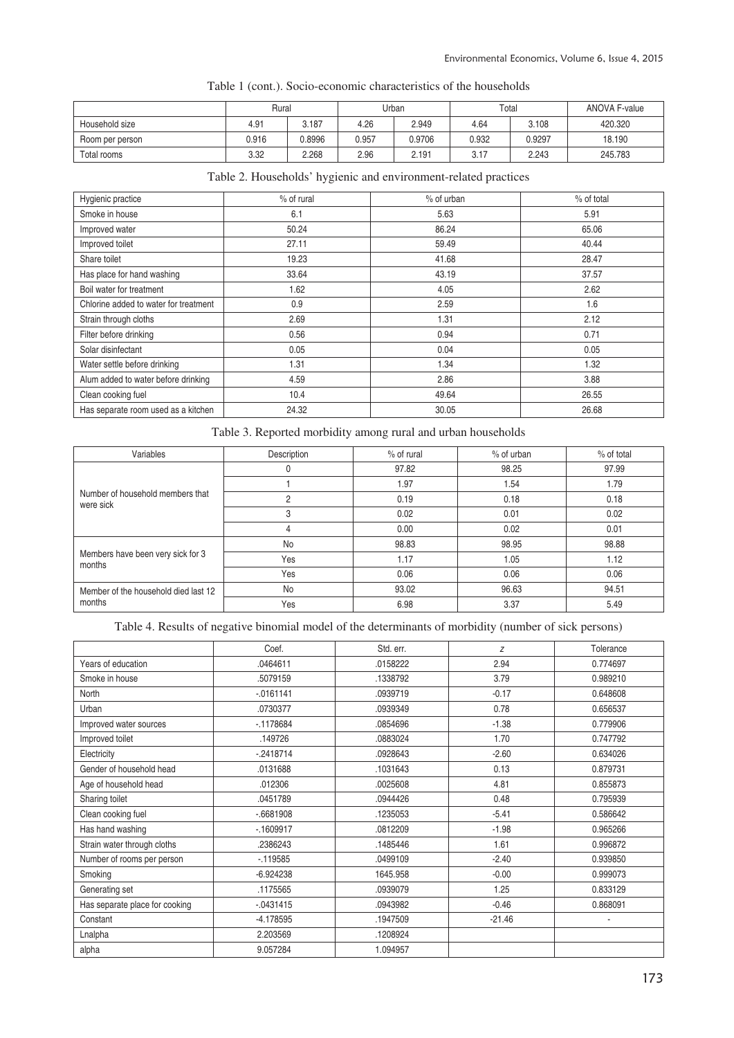Table 1 (cont.). Socio-economic characteristics of the households

| | Rural | | Urban | | Total | | ANOVA F-value |
|---|---|---|---|---|---|---|---|
| Household size | 4.91 | 3.187 | 4.26 | 2.949 | 4.64 | 3.108 | 420.320 |
| Room per person | 0.916 | 0.8996 | 0.957 | 0.9706 | 0.932 | 0.9297 | 18.190 |
| Total rooms | 3.32 | 2.268 | 2.96 | 2.191 | 3.17 | 2.243 | 245.783 |

Table 2. Households' hygienic and environment-related practices

| Hygienic practice | % of rural | % of urban | % of total |
|---|---|---|---|
| Smoke in house | 6.1 | 5.63 | 5.91 |
| Improved water | 50.24 | 86.24 | 65.06 |
| Improved toilet | 27.11 | 59.49 | 40.44 |
| Share toilet | 19.23 | 41.68 | 28.47 |
| Has place for hand washing | 33.64 | 43.19 | 37.57 |
| Boil water for treatment | 1.62 | 4.05 | 2.62 |
| Chlorine added to water for treatment | 0.9 | 2.59 | 1.6 |
| Strain through cloths | 2.69 | 1.31 | 2.12 |
| Filter before drinking | 0.56 | 0.94 | 0.71 |
| Solar disinfectant | 0.05 | 0.04 | 0.05 |
| Water settle before drinking | 1.31 | 1.34 | 1.32 |
| Alum added to water before drinking | 4.59 | 2.86 | 3.88 |
| Clean cooking fuel | 10.4 | 49.64 | 26.55 |
| Has separate room used as a kitchen | 24.32 | 30.05 | 26.68 |

Table 3. Reported morbidity among rural and urban households

| Variables | Description | % of rural | % of urban | % of total |
|---|---|---|---|---|
| Number of household members that were sick | 0 | 97.82 | 98.25 | 97.99 |
| | 1 | 1.97 | 1.54 | 1.79 |
| | 2 | 0.19 | 0.18 | 0.18 |
| | 3 | 0.02 | 0.01 | 0.02 |
| | 4 | 0.00 | 0.02 | 0.01 |
| Members have been very sick for 3 months | No | 98.83 | 98.95 | 98.88 |
| | Yes | 1.17 | 1.05 | 1.12 |
| | Yes | 0.06 | 0.06 | 0.06 |
| Member of the household died last 12 months | No | 93.02 | 96.63 | 94.51 |
| | Yes | 6.98 | 3.37 | 5.49 |

Table 4. Results of negative binomial model of the determinants of morbidity (number of sick persons)

| | Coef. | Std. err. | z | Tolerance |
|---|---|---|---|---|
| Years of education | .0464611 | .0158222 | 2.94 | 0.774697 |
| Smoke in house | .5079159 | .1338792 | 3.79 | 0.989210 |
| North | -.0161141 | .0939719 | -0.17 | 0.648608 |
| Urban | .0730377 | .0939349 | 0.78 | 0.656537 |
| Improved water sources | -.1178684 | .0854696 | -1.38 | 0.779906 |
| Improved toilet | .149726 | .0883024 | 1.70 | 0.747792 |
| Electricity | -.2418714 | .0928643 | -2.60 | 0.634026 |
| Gender of household head | .0131688 | .1031643 | 0.13 | 0.879731 |
| Age of household head | .012306 | .0025608 | 4.81 | 0.855873 |
| Sharing toilet | .0451789 | .0944426 | 0.48 | 0.795939 |
| Clean cooking fuel | -.6681908 | .1235053 | -5.41 | 0.586642 |
| Has hand washing | -.1609917 | .0812209 | -1.98 | 0.965266 |
| Strain water through cloths | .2386243 | .1485446 | 1.61 | 0.996872 |
| Number of rooms per person | -.119585 | .0499109 | -2.40 | 0.939850 |
| Smoking | -6.924238 | 1645.958 | -0.00 | 0.999073 |
| Generating set | .1175565 | .0939079 | 1.25 | 0.833129 |
| Has separate place for cooking | -.0431415 | .0943982 | -0.46 | 0.868091 |
| Constant | -4.178595 | .1947509 | -21.46 | - |
| Lnalpha | 2.203569 | .1208924 | | |
| alpha | 9.057284 | 1.094957 | | |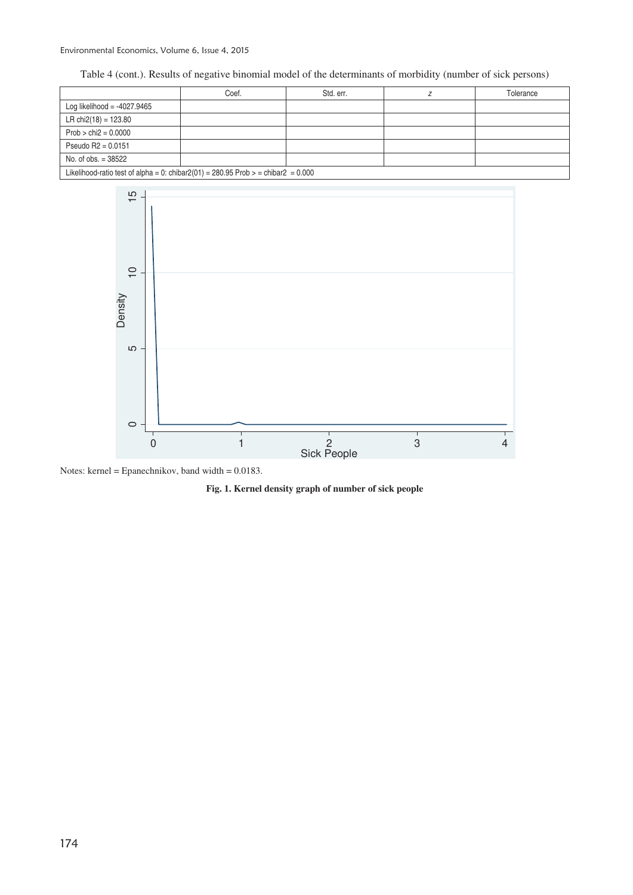Table 4 (cont.). Results of negative binomial model of the determinants of morbidity (number of sick persons)

| | Coef. | Std. err. | z | Tolerance |
|---|---|---|---|---|
| Log likelihood = -4027.9465 | | | | |
| LR chi2(18) = 123.80 | | | | |
| Prob > chi2 = 0.0000 | | | | |
| Pseudo R2 = 0.0151 | | | | |
| No. of obs. = 38522 | | | | |
| Likelihood-ratio test of alpha = 0: chibar2(01) = 280.95 Prob > = chibar2 = 0.000 | | | | |

Density

0
5
10
15

0
1
2
3
4

Sick People

Notes: kernel = Epanechnikov, band width = 0.0183.

**Fig. 1. Kernel density graph of number of sick people**